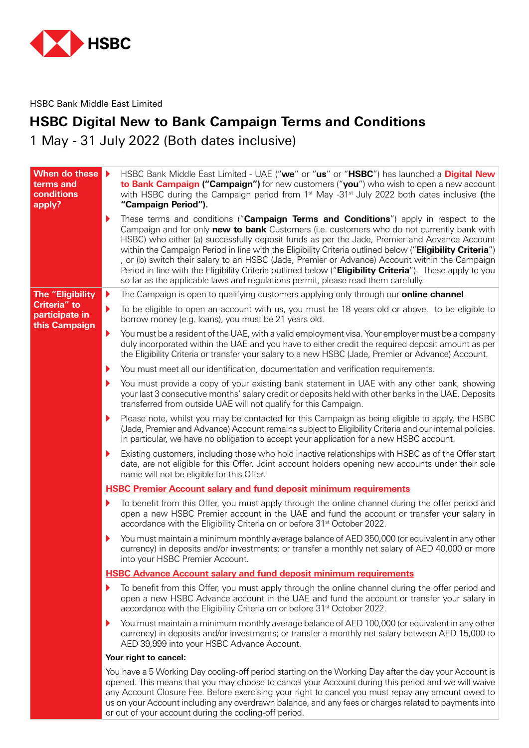HSBC Bank Middle East Limited

# HSBC Digital New to Bank Campaign Terms and Conditions

1 May - 31 July 2022 (Both dates inclusive)

## When do these terms and conditions apply?

- HSBC Bank Middle East Limited - UAE ("**we**" or "**us**" or "**HSBC**") has launched a **Digital New to Bank Campaign ("Campaign")** for new customers ("**you**") who wish to open a new account with HSBC during the Campaign period from 1st May -31st July 2022 both dates inclusive **(**the **"Campaign Period").**
- These terms and conditions ("**Campaign Terms and Conditions**") apply in respect to the Campaign and for only **new to bank** Customers (i.e. customers who do not currently bank with HSBC) who either (a) successfully deposit funds as per the Jade, Premier and Advance Account within the Campaign Period in line with the Eligibility Criteria outlined below ("**Eligibility Criteria**") , or (b) switch their salary to an HSBC (Jade, Premier or Advance) Account within the Campaign Period in line with the Eligibility Criteria outlined below ("**Eligibility Criteria**"). These apply to you so far as the applicable laws and regulations permit, please read them carefully.

## The "Eligibility Criteria" to participate in this Campaign

- The Campaign is open to qualifying customers applying only through our **online channel**
- To be eligible to open an account with us, you must be 18 years old or above. to be eligible to borrow money (e.g. loans), you must be 21 years old.
- You must be a resident of the UAE, with a valid employment visa. Your employer must be a company duly incorporated within the UAE and you have to either credit the required deposit amount as per the Eligibility Criteria or transfer your salary to a new HSBC (Jade, Premier or Advance) Account.
- You must meet all our identification, documentation and verification requirements.
- You must provide a copy of your existing bank statement in UAE with any other bank, showing your last 3 consecutive months' salary credit or deposits held with other banks in the UAE. Deposits transferred from outside UAE will not qualify for this Campaign.
- Please note, whilst you may be contacted for this Campaign as being eligible to apply, the HSBC (Jade, Premier and Advance) Account remains subject to Eligibility Criteria and our internal policies. In particular, we have no obligation to accept your application for a new HSBC account.
- Existing customers, including those who hold inactive relationships with HSBC as of the Offer start date, are not eligible for this Offer. Joint account holders opening new accounts under their sole name will not be eligible for this Offer.

### HSBC Premier Account salary and fund deposit minimum requirements

- To benefit from this Offer, you must apply through the online channel during the offer period and open a new HSBC Premier account in the UAE and fund the account or transfer your salary in accordance with the Eligibility Criteria on or before 31st October 2022.
- You must maintain a minimum monthly average balance of AED 350,000 (or equivalent in any other currency) in deposits and/or investments; or transfer a monthly net salary of AED 40,000 or more into your HSBC Premier Account.

### HSBC Advance Account salary and fund deposit minimum requirements

- To benefit from this Offer, you must apply through the online channel during the offer period and open a new HSBC Advance account in the UAE and fund the account or transfer your salary in accordance with the Eligibility Criteria on or before 31st October 2022.
- You must maintain a minimum monthly average balance of AED 100,000 (or equivalent in any other currency) in deposits and/or investments; or transfer a monthly net salary between AED 15,000 to AED 39,999 into your HSBC Advance Account.

**Your right to cancel:**

You have a 5 Working Day cooling-off period starting on the Working Day after the day your Account is opened. This means that you may choose to cancel your Account during this period and we will waive any Account Closure Fee. Before exercising your right to cancel you must repay any amount owed to us on your Account including any overdrawn balance, and any fees or charges related to payments into or out of your account during the cooling-off period.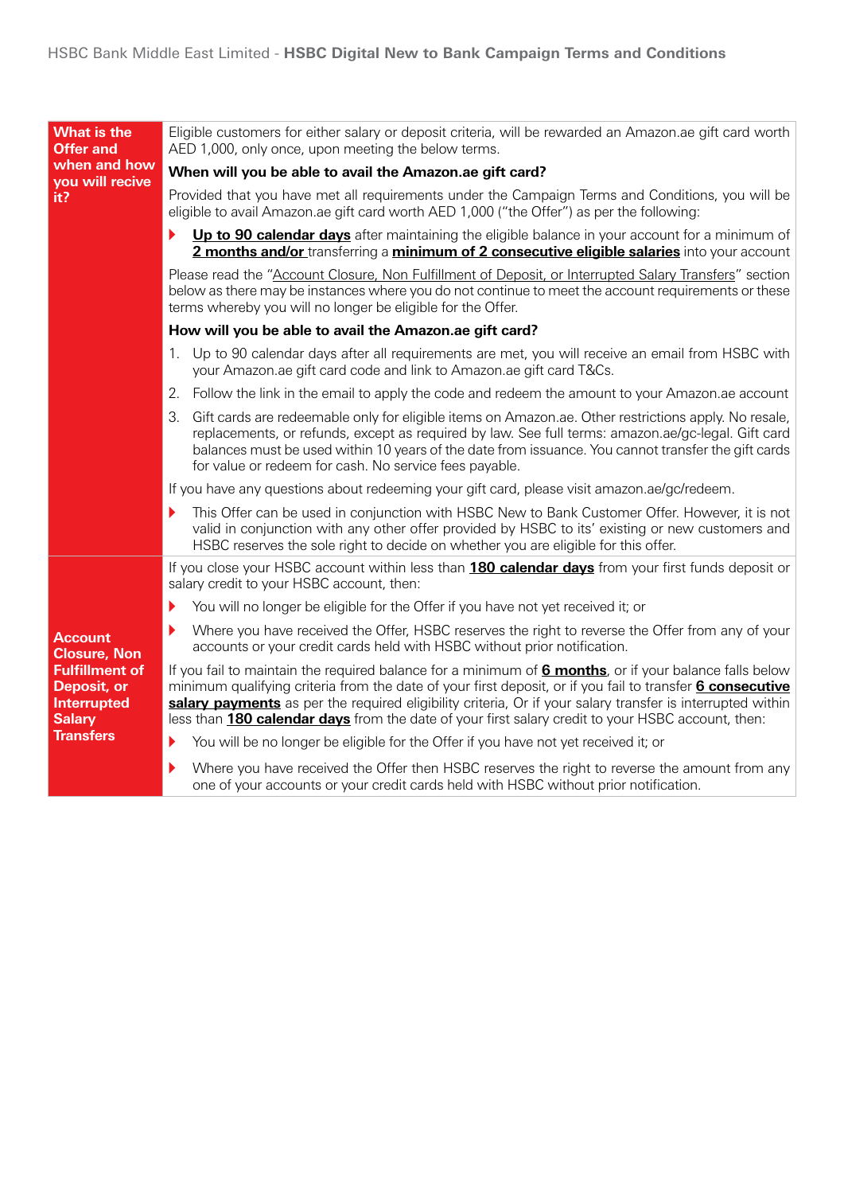| | |
|---|---|
| **What is the Offer and when and how you will recive it?** | Eligible customers for either salary or deposit criteria, will be rewarded an Amazon.ae gift card worth AED 1,000, only once, upon meeting the below terms.<br><br>**When will you be able to avail the Amazon.ae gift card?**<br><br>Provided that you have met all requirements under the Campaign Terms and Conditions, you will be eligible to avail Amazon.ae gift card worth AED 1,000 ("the Offer") as per the following:<br><br>- **Up to 90 calendar days** after maintaining the eligible balance in your account for a minimum of **2 months and/or** transferring a **minimum of 2 consecutive eligible salaries** into your account<br><br>Please read the "Account Closure, Non Fulfillment of Deposit, or Interrupted Salary Transfers" section below as there may be instances where you do not continue to meet the account requirements or these terms whereby you will no longer be eligible for the Offer.<br><br>**How will you be able to avail the Amazon.ae gift card?**<br><br>1. Up to 90 calendar days after all requirements are met, you will receive an email from HSBC with your Amazon.ae gift card code and link to Amazon.ae gift card T&Cs.<br>2. Follow the link in the email to apply the code and redeem the amount to your Amazon.ae account<br>3. Gift cards are redeemable only for eligible items on Amazon.ae. Other restrictions apply. No resale, replacements, or refunds, except as required by law. See full terms: amazon.ae/gc-legal. Gift card balances must be used within 10 years of the date from issuance. You cannot transfer the gift cards for value or redeem for cash. No service fees payable.<br><br>If you have any questions about redeeming your gift card, please visit amazon.ae/gc/redeem.<br><br>- This Offer can be used in conjunction with HSBC New to Bank Customer Offer. However, it is not valid in conjunction with any other offer provided by HSBC to its' existing or new customers and HSBC reserves the sole right to decide on whether you are eligible for this offer. |
| **Account Closure, Non Fulfillment of Deposit, or Interrupted Salary Transfers** | If you close your HSBC account within less than **180 calendar days** from your first funds deposit or salary credit to your HSBC account, then:<br><br>- You will no longer be eligible for the Offer if you have not yet received it; or<br>- Where you have received the Offer, HSBC reserves the right to reverse the Offer from any of your accounts or your credit cards held with HSBC without prior notification.<br><br>If you fail to maintain the required balance for a minimum of **6 months**, or if your balance falls below minimum qualifying criteria from the date of your first deposit, or if you fail to transfer **6 consecutive salary payments** as per the required eligibility criteria, Or if your salary transfer is interrupted within less than **180 calendar days** from the date of your first salary credit to your HSBC account, then:<br><br>- You will be no longer be eligible for the Offer if you have not yet received it; or<br>- Where you have received the Offer then HSBC reserves the right to reverse the amount from any one of your accounts or your credit cards held with HSBC without prior notification. |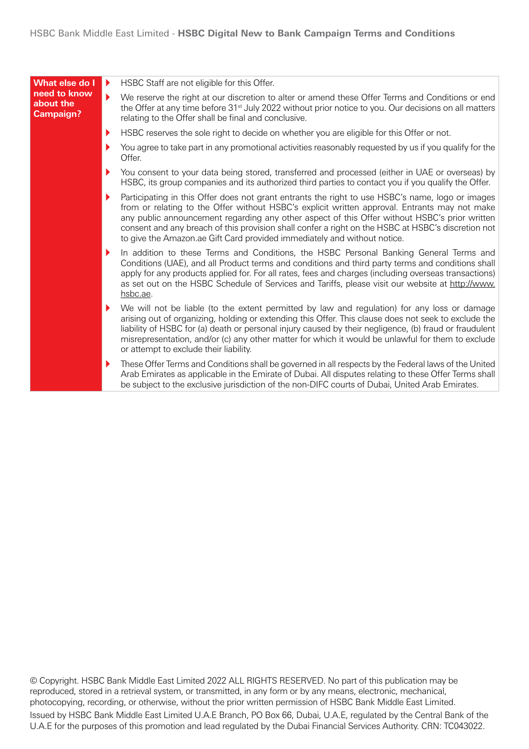| What else do I need to know about the Campaign? | |
|---|---|
| | - HSBC Staff are not eligible for this Offer.<br>- We reserve the right at our discretion to alter or amend these Offer Terms and Conditions or end the Offer at any time before 31st July 2022 without prior notice to you. Our decisions on all matters relating to the Offer shall be final and conclusive.<br>- HSBC reserves the sole right to decide on whether you are eligible for this Offer or not.<br>- You agree to take part in any promotional activities reasonably requested by us if you qualify for the Offer.<br>- You consent to your data being stored, transferred and processed (either in UAE or overseas) by HSBC, its group companies and its authorized third parties to contact you if you qualify the Offer.<br>- Participating in this Offer does not grant entrants the right to use HSBC's name, logo or images from or relating to the Offer without HSBC's explicit written approval. Entrants may not make any public announcement regarding any other aspect of this Offer without HSBC's prior written consent and any breach of this provision shall confer a right on the HSBC at HSBC's discretion not to give the Amazon.ae Gift Card provided immediately and without notice.<br>- In addition to these Terms and Conditions, the HSBC Personal Banking General Terms and Conditions (UAE), and all Product terms and conditions and third party terms and conditions shall apply for any products applied for. For all rates, fees and charges (including overseas transactions) as set out on the HSBC Schedule of Services and Tariffs, please visit our website at http://www.hsbc.ae.<br>- We will not be liable (to the extent permitted by law and regulation) for any loss or damage arising out of organizing, holding or extending this Offer. This clause does not seek to exclude the liability of HSBC for (a) death or personal injury caused by their negligence, (b) fraud or fraudulent misrepresentation, and/or (c) any other matter for which it would be unlawful for them to exclude or attempt to exclude their liability.<br>- These Offer Terms and Conditions shall be governed in all respects by the Federal laws of the United Arab Emirates as applicable in the Emirate of Dubai. All disputes relating to these Offer Terms shall be subject to the exclusive jurisdiction of the non-DIFC courts of Dubai, United Arab Emirates. |

© Copyright. HSBC Bank Middle East Limited 2022 ALL RIGHTS RESERVED. No part of this publication may be reproduced, stored in a retrieval system, or transmitted, in any form or by any means, electronic, mechanical, photocopying, recording, or otherwise, without the prior written permission of HSBC Bank Middle East Limited.

Issued by HSBC Bank Middle East Limited U.A.E Branch, PO Box 66, Dubai, U.A.E, regulated by the Central Bank of the U.A.E for the purposes of this promotion and lead regulated by the Dubai Financial Services Authority. CRN: TC043022.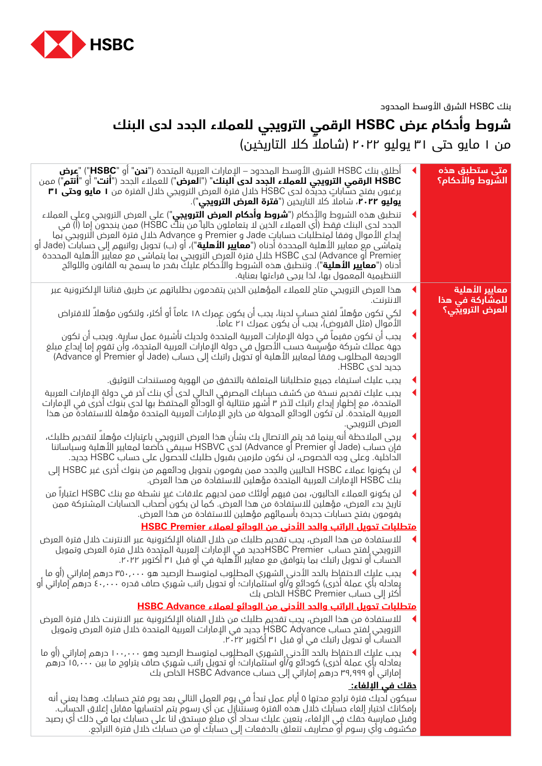بنك HSBC الشرق الأوسط المحدود

# شروط وأحكام عرض HSBC الرقمي الترويجي للعملاء الجدد لدى البنك

## من ١ مايو حتى ٣١ يوليو ٢٠٢٢ (شاملاً كلا التاريخين)

### متى ستطبق هذه الشروط والأحكام؟

- أطلق بنك HSBC الشرق الأوسط المحدود – الإمارات العربية المتحدة ("**نحن**" أو "**HSBC**") "**عرض HSBC الرقمي الترويجي للعملاء الجدد لدى البنك**" ("**العرض**") للعملاء الجدد ("**أنت**" أو "**أنتم**") ممن يرغبون بفتح حساباتٍ جديدة لدى HSBC خلال فترة العرض الترويجي خلال الفترة من **١ مايو وحتى ٣١ يوليو ٢٠٢٢**، شاملاً كلا التاريخين ("**فترة العرض الترويجي**").
- تنطبق هذه الشروط والأحكام ("**شروط وأحكام العرض الترويجي**") على العرض الترويجي وعلى العملاء الجدد لدى البنك فقط (أي العملاء الذين لا يتعاملون حالياً من بنك HSBC) ممن ينجحون إما (أ) في إيداع الأموال وفقاً لمتطلبات حسابات Jade و Premier و Advance خلال فترة العرض الترويجي بما يتماشى مع معايير الأهلية المحددة أدناه ("**معايير الأهلية**")، أو (ب) تحويل رواتبهم إلى حسابات (Jade أو Premier أو Advance) لدى HSBC خلال فترة العرض الترويجي بما يتماشى مع معايير الأهلية المحددة أدناه ("**معايير الأهلية**"). وتنطبق هذه الشروط والأحكام عليك بقدر ما يسمح به القانون واللوائح التنظيمية المعمول بها، لذا يرجى قراءتها بعناية.

### معايير الأهلية للمشاركة في هذا العرض الترويجي؟

- هذا العرض الترويجي متاح للعملاء المؤهلين الذين يتقدمون بطلباتهم عن طريق قناتنا الإلكترونية عبر الانترنت.
- لكي تكون مؤهلاً لفتح حساب لدينا، يجب أن يكون عمرك ١٨ عاماً أو أكثر، ولتكون مؤهلاً للاقتراض الأموال (مثل القروض)، يجب أن يكون عمرك ٢١ عاماً.
- يجب أن تكون مقيماً في دولة الإمارات العربية المتحدة ولديك تأشيرة عمل سارية. ويجب أن تكون جهة عملك شركة مؤسسة حسب الأصول في دولة الإمارات العربية المتحدة، وأن تقوم إما إيداع مبلغ الوديعة المطلوب وفقاً لمعايير الأهلية أو تحويل راتبك إلى حساب (Jade أو Premier أو Advance) جديد لدى HSBC.
- يجب عليك استيفاء جميع متطلباتنا المتعلقة بالتحقق من الهوية ومستندات التوثيق.
- يجب عليك تقديم نسخة من كشف حسابك المصرفي الحالي لدى أي بنك آخر في دولة الإمارات العربية المتحدة، مع إظهار إيداع راتبك لآخر ٣ أشهر متتالية أو الودائع المحتفظ بها لدى بنوك أخرى في الإمارات العربية المتحدة. لن تكون الودائع المحولة من خارج الإمارات العربية المتحدة مؤهلة للاستفادة من هذا العرض الترويجي.
- يرجى الملاحظة أنه بينما قد يتم الاتصال بك بشأن هذا العرض الترويجي باعتبارك مؤهلاً لتقديم طلبك، فإن حساب (Jade أو Premier أو Advance) لدى HSBC سيبقى خاضعاً لمعايير الأهلية وسياساتنا الداخلية. وعلى وجه الخصوص، لن نكون ملزمين بقبول طلبك للحصول على حساب HSBC جديد.
- لن يكونوا عملاء HSBC الحاليين والجدد ممن يقومون بتحويل ودائعهم من بنوك أخرى غير HSBC إلى بنك HSBC الإمارات العربية المتحدة مؤهلين للاستفادة من هذا العرض.
- لن يكونو العملاء الحاليون، بمن فيهم أولئك ممن لديهم علاقات غير نشطة مع بنك HSBC اعتباراً من تاريخ بدء العرض، مؤهلين للاستفادة من هذا العرض. كما لن يكون أصحاب الحسابات المشتركة ممن يقومون بفتح حسابات جديدة بأسمائهم مؤهلين للاستفادة من هذا العرض.

#### <u>متطلبات تحويل الراتب والحد الأدنى من الودائع لعملاء HSBC Premier</u>

- للاستفادة من هذا العرض، يجب تقديم طلبك من خلال القناة الإلكترونية عبر الانترنت خلال فترة العرض الترويجي لفتح حساب HSBC Premierجديد في الإمارات العربية المتحدة خلال فترة العرض وتمويل الحساب أو تحويل راتبك بما يتوافق مع معايير الأهلية في أو قبل ٣١ أكتوبر ٢٠٢٢.
- يجب عليك الاحتفاظ بالحد الأدنى الشهري المطلوب لمتوسط الرصيد هو ٣٥٠,٠٠٠ درهم إماراتي (أو ما يعادله بأي عملة أخرى) كودائع و/أو استثمارات؛ أو تحويل راتب شهري صاف قدره ٤٠,٠٠٠ درهم إماراتي أو أكثر إلى حساب HSBC Premier الخاص بك

#### <u>متطلبات تحويل الراتب والحد الأدنى من الودائع لعملاء HSBC Advance</u>

- للاستفادة من هذا العرض، يجب تقديم طلبك من خلال القناة الإلكترونية عبر الانترنت خلال فترة العرض الترويجي لفتح حساب HSBC Advance جديد في الإمارات العربية المتحدة خلال فترة العرض وتمويل الحساب أو تحويل راتبك في أو قبل ٣١ أكتوبر ٢٠٢٢.
- يجب عليك الاحتفاظ بالحد الأدنى الشهري المطلوب لمتوسط الرصيد وهو ١٠٠,٠٠٠ درهم إماراتي (أو ما يعادله بأي عملة أخرى) كودائع و/أو استثمارات؛ أو تحويل راتب شهري صاف يتراوح ما بين ١٥,٠٠٠ درهم إماراتي و ٣٩,٩٩٩ درهم إماراتي إلى حساب HSBC Advance الخاص بك

#### <u>حقك في الإلغاء:</u>

سيكون لديك فترة تراجع مدتها ٥ أيام عمل تبدأ في يوم العمل التالي بعد يوم فتح حسابك. وهذا يعني أنه بإمكانك اختيار إلغاء حسابك خلال هذه الفترة وسنتنازل عن أي رسوم يتم احتسابها مقابل إغلاق الحساب. وقبل ممارسة حقك في الإلغاء، يتعين عليك سداد أي مبلغ مستحق لنا على حسابك بما في ذلك أي رصيد مكشوف وأي رسوم أو مصاريف تتعلق بالدفعات إلى حسابك أو من حسابك خلال فترة التراجع.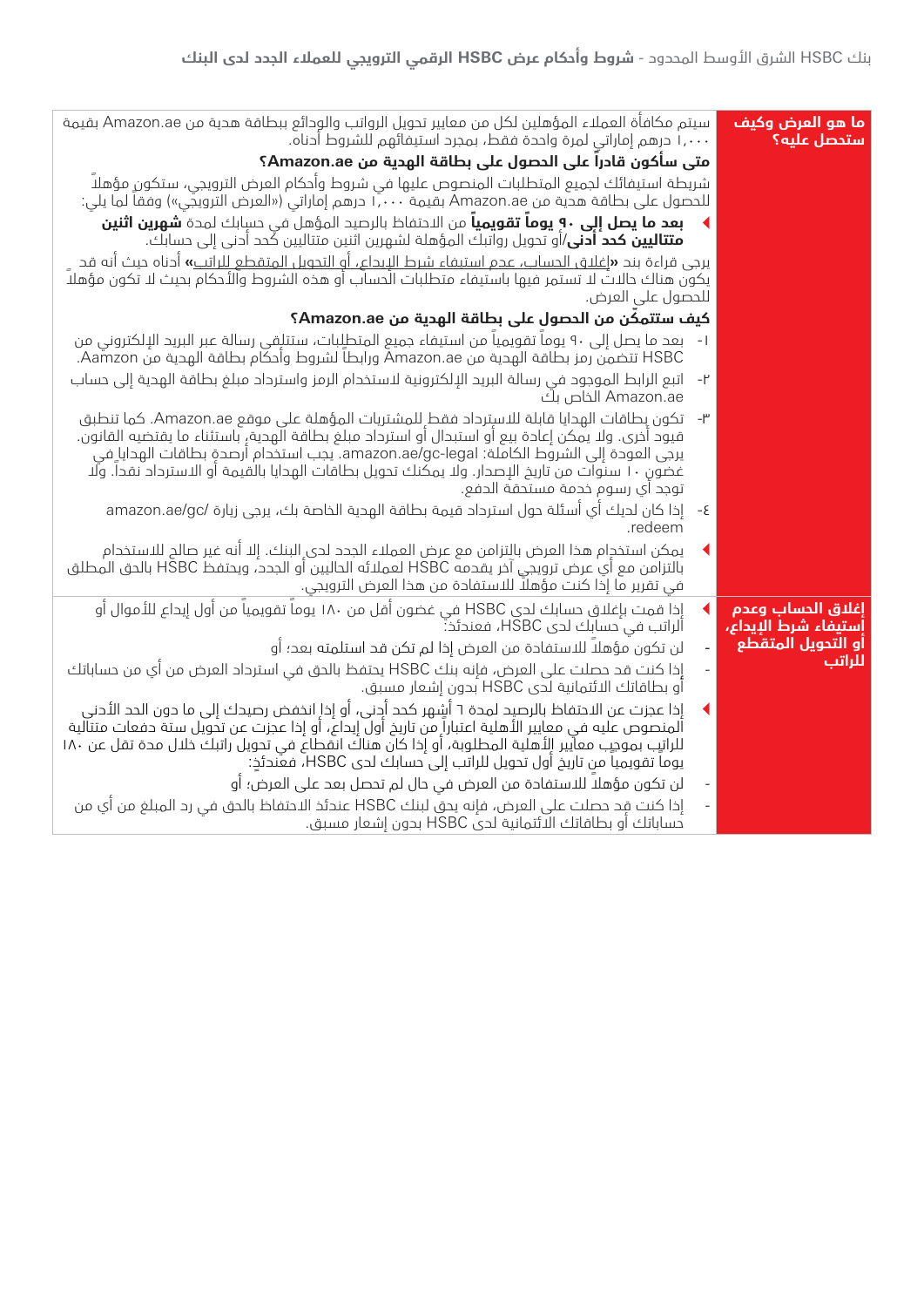| ما هو العرض وكيف ستحصل عليه؟ | سيتم مكافأة العملاء المؤهلين لكل من معايير تحويل الرواتب والودائع ببطاقة هدية من Amazon.ae بقيمة ١,٠٠٠ درهم إماراتي لمرة واحدة فقط، بمجرد استيفائهم للشروط أدناه.<br><br>**متى سأكون قادراً على الحصول على بطاقة الهدية من Amazon.ae؟**<br><br>شريطة استيفائك لجميع المتطلبات المنصوص عليها في شروط وأحكام العرض الترويجي، ستكون مؤهلاً للحصول على بطاقة هدية من Amazon.ae بقيمة ١,٠٠٠ درهم إماراتي («العرض الترويجي») وفقاً لما يلي:<br><br>◂ **بعد ما يصل إلى ٩٠ يوماً تقويمياً** من الاحتفاظ بالرصيد المؤهل في حسابك لمدة **شهرين اثنين متتاليين كحد أدنى**/أو تحويل رواتبك المؤهلة لشهرين اثنين متتاليين كحد أدنى إلى حسابك.<br><br>يرجى قراءة بند «إغلاق الحساب، عدم استيفاء شرط الإيداع، أو التحويل المتقطع للراتب» أدناه حيث أنه قد يكون هناك حالات لا تستمر فيها باستيفاء متطلبات الحساب أو هذه الشروط والأحكام بحيث لا تكون مؤهلاً للحصول على العرض.<br><br>**كيف ستتمكّن من الحصول على بطاقة الهدية من Amazon.ae؟**<br><br>١- بعد ما يصل إلى ٩٠ يوماً تقويمياً من استيفاء جميع المتطلبات، ستتلقى رسالة عبر البريد الإلكتروني من HSBC تتضمن رمز بطاقة الهدية من Amazon.ae ورابطاً لشروط وأحكام بطاقة الهدية من Aamzon.<br><br>٢- اتبع الرابط الموجود في رسالة البريد الإلكترونية لاستخدام الرمز واسترداد مبلغ بطاقة الهدية إلى حساب Amazon.ae الخاص بك.<br><br>٣- تكون بطاقات الهدايا قابلة للاسترداد فقط للمشتريات المؤهلة على موقع Amazon.ae. كما تنطبق قيود أخرى. ولا يمكن إعادة بيع أو استبدال أو استرداد مبلغ بطاقة الهدية، باستثناء ما يقتضيه القانون. يرجى العودة إلى الشروط الكاملة: amazon.ae/gc-legal. يجب استخدام أرصدة بطاقات الهدايا في غضون ١٠ سنوات من تاريخ الإصدار. ولا يمكنك تحويل بطاقات الهدايا بالقيمة أو الاسترداد نقداً. ولا توجد أي رسوم خدمة مستحقة الدفع.<br><br>٤- إذا كان لديك أي أسئلة حول استرداد قيمة بطاقة الهدية الخاصة بك، يرجى زيارة amazon.ae/gc/redeem.<br><br>◂ يمكن استخدام هذا العرض بالتزامن مع عرض العملاء الجدد لدى البنك. إلا أنه غير صالح للاستخدام بالتزامن مع أي عرض ترويجي آخر يقدمه HSBC لعملائه الحاليين أو الجدد، ويحتفظ HSBC بالحق المطلق في تقرير ما إذا كنت مؤهلاً للاستفادة من هذا العرض الترويجي. |
|---|---|
| إغلاق الحساب وعدم استيفاء شرط الإيداع، أو التحويل المتقطع للراتب | ◂ إذا قمت بإغلاق حسابك لدى HSBC في غضون أقل من ١٨٠ يوماً تقويمياً من أول إيداع للأموال أو الراتب في حسابك لدى HSBC، فعندئذٍ:<br><br>- لن تكون مؤهلاً للاستفادة من العرض إذا لم تكن قد استلمته بعد؛ أو<br><br>- إذا كنت قد حصلت على العرض، فإنه بنك HSBC يحتفظ بالحق في استرداد العرض من أي من حساباتك أو بطاقاتك الائتمانية لدى HSBC بدون إشعار مسبق.<br><br>◂ إذا عجزت عن الاحتفاظ بالرصيد لمدة ٦ أشهر كحد أدنى، أو إذا انخفض رصيدك إلى ما دون الحد الأدنى المنصوص عليه في معايير الأهلية اعتباراً من تاريخ أول إيداع، أو إذا عجزت عن تحويل ستة دفعات متتالية للراتب بموجب معايير الأهلية المطلوبة، أو إذا كان هناك انقطاع في تحويل راتبك خلال مدة تقل عن ١٨٠ يوماً تقويمياً من تاريخ أول تحويل للراتب إلى حسابك لدى HSBC، فعندئذٍ:<br><br>- لن تكون مؤهلاً للاستفادة من العرض في حال لم تحصل بعد على العرض؛ أو<br><br>- إذا كنت قد حصلت على العرض، فإنه يحق لبنك HSBC عندئذ الاحتفاظ بالحق في رد المبلغ من أي من حساباتك أو بطاقاتك الائتمانية لدى HSBC بدون إشعار مسبق. |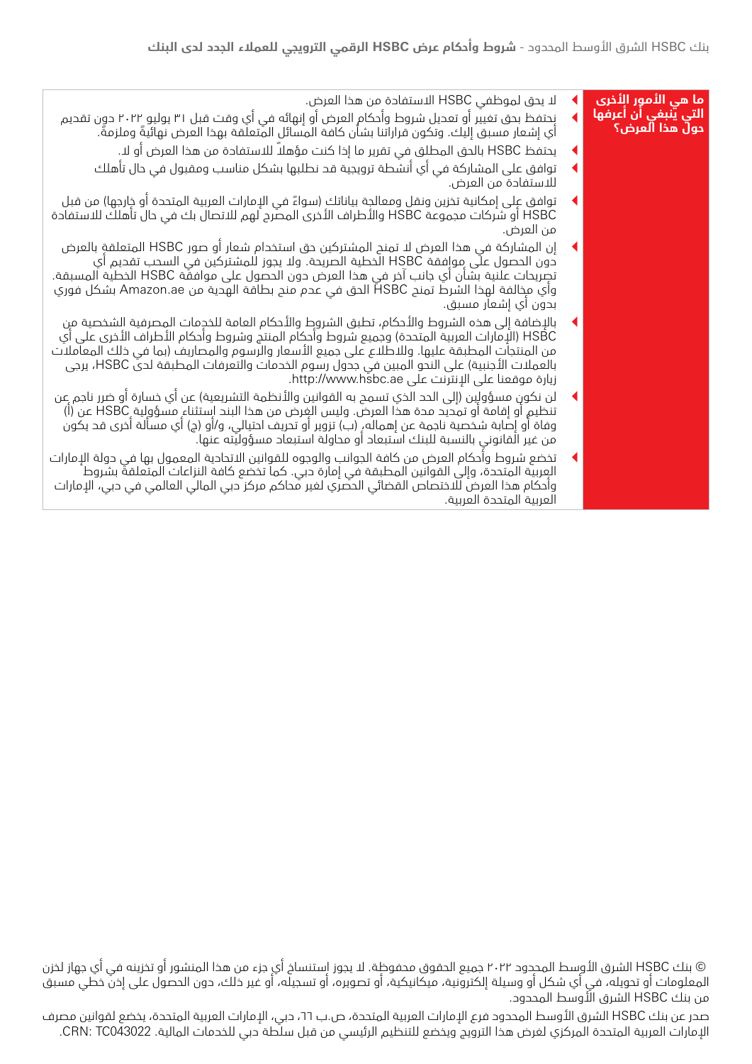## ما هي الأمور الأخرى التي ينبغي أن أعرفها حول هذا العرض؟

- لا يحق لموظفي HSBC الاستفادة من هذا العرض.
- يحتفظ بحق تغيير أو تعديل شروط وأحكام العرض أو إنهائه في أي وقت قبل ٣١ يوليو ٢٠٢٢ دون تقديم أي إشعار مسبق إليك. وتكون قراراتنا بشأن كافة المسائل المتعلقة بهذا العرض نهائيةً وملزمةً.
- يحتفظ HSBC بالحق المطلق في تقرير ما إذا كنت مؤهلاً للاستفادة من هذا العرض أو لا.
- توافق على المشاركة في أي أنشطة ترويجية قد نطلبها بشكل مناسب ومقبول في حال تأهلك للاستفادة من العرض.
- توافق على إمكانية تخزين ونقل ومعالجة بياناتك (سواءً في الإمارات العربية المتحدة أو خارجها) من قبل HSBC أو شركات مجموعة HSBC والأطراف الأخرى المصرح لهم للاتصال بك في حال تأهلك للاستفادة من العرض.
- إن المشاركة في هذا العرض لا تمنح المشتركين حق استخدام شعار أو صور HSBC المتعلقة بالعرض دون الحصول على موافقة HSBC الخطية الصريحة. ولا يجوز للمشتركين في السحب تقديم أي تصريحات علنية بشأن أي جانب آخر في هذا العرض دون الحصول على موافقة HSBC الخطية المسبقة. وأي مخالفة لهذا الشرط تمنح HSBC الحق في عدم منح بطاقة الهدية من Amazon.ae بشكل فوري بدون أي إشعار مسبق.
- بالإضافة إلى هذه الشروط والأحكام، تطبق الشروط والأحكام العامة للخدمات المصرفية الشخصية من HSBC (الإمارات العربية المتحدة) وجميع شروط وأحكام المنتج وشروط وأحكام الأطراف الأخرى على أي من المنتجات المطبقة عليها. وللاطلاع على جميع الأسعار والرسوم والمصاريف (بما في ذلك المعاملات بالعملات الأجنبية) على النحو المبين في جدول رسوم الخدمات والتعرفات المطبقة لدى HSBC، يرجى زيارة موقعنا على الإنترنت على http://www.hsbc.ae.
- لن نكون مسؤولين (إلى الحد الذي تسمح به القوانين والأنظمة التشريعية) عن أي خسارة أو ضرر ناجم عن تنظيم أو إقامة أو تمديد مدة هذا العرض. وليس الغرض من هذا البند استثناء مسؤولية HSBC عن (أ) وفاة أو إصابة شخصية ناجمة عن إهماله، (ب) تزوير أو تحريف احتيالي، و/أو (ج) أي مسألة أخرى قد يكون من غير القانوني بالنسبة للبنك استبعاد أو محاولة استبعاد مسؤوليته عنها.
- تخضع شروط وأحكام العرض من كافة الجوانب والوجوه للقوانين الاتحادية المعمول بها في دولة الإمارات العربية المتحدة، وإلى القوانين المطبقة في إمارة دبي. كما تخضع كافة النزاعات المتعلقة بشروط وأحكام هذا العرض للاختصاص القضائي الحصري لغير محاكم مركز دبي المالي العالمي في دبي، الإمارات العربية المتحدة.

© بنك HSBC الشرق الأوسط المحدود ٢٠٢٢ جميع الحقوق محفوظة. لا يجوز استنساخ أي جزء من هذا المنشور أو تخزينه في أي جهاز لخزن المعلومات أو تحويله، في أي شكل أو وسيلة إلكترونية، ميكانيكية، أو تصويره، أو تسجيله، أو غير ذلك، دون الحصول على إذن خطي مسبق من بنك HSBC الشرق الأوسط المحدود.

صدر عن بنك HSBC الشرق الأوسط المحدود فرع الإمارات العربية المتحدة، ص.ب ٦٦، دبي، الإمارات العربية المتحدة، يخضع لقوانين مصرف الإمارات العربية المتحدة المركزي لغرض هذا الترويج ويخضع للتنظيم الرئيسي من قبل سلطة دبي للخدمات المالية. CRN: TC043022.